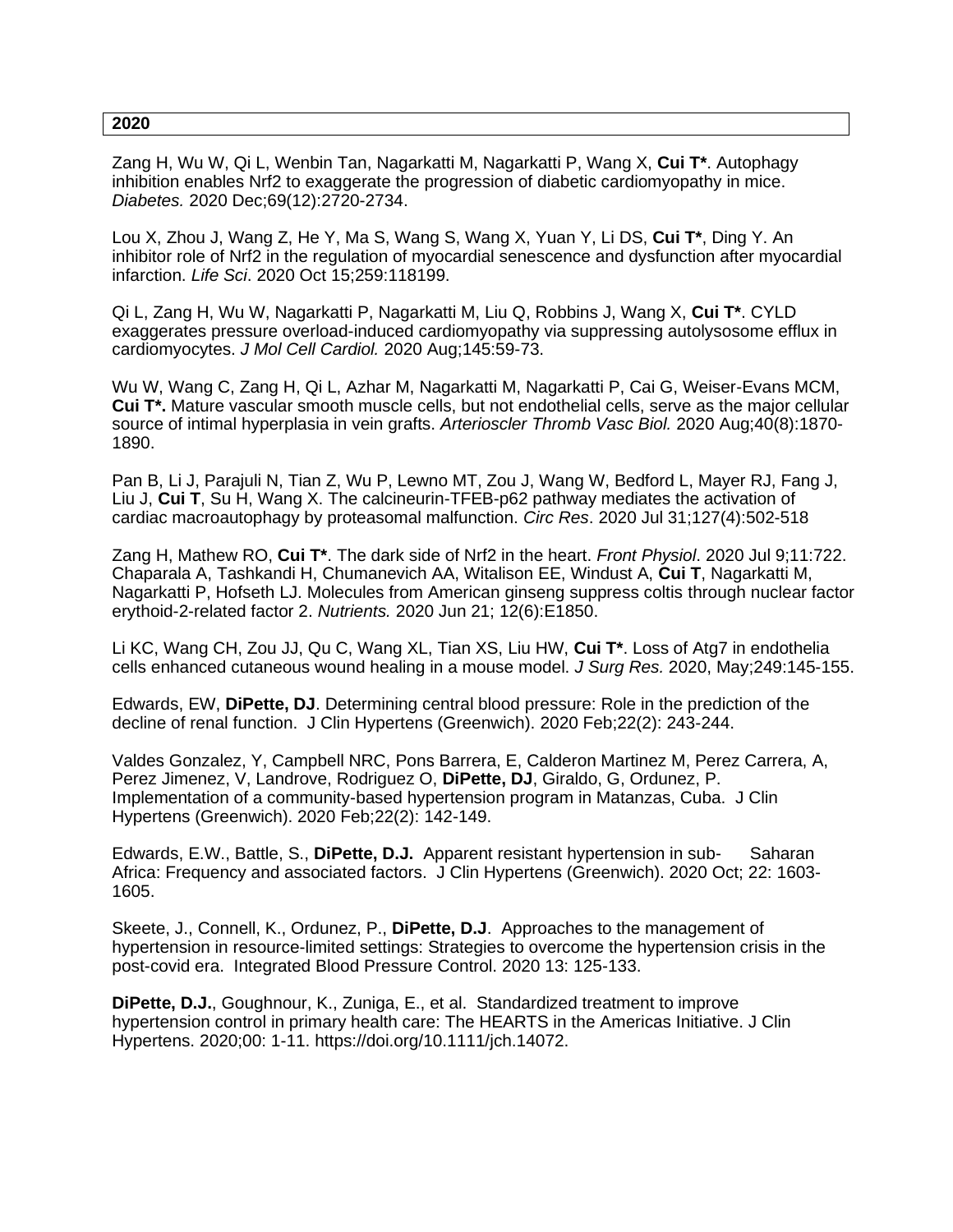## 2020

Zang H, Wu W, Qi L, Wenbin Tan, Nagarkatti M, Nagarkatti P, Wang X, **Cui T***. Autophagy inhibition enables Nrf2 to exaggerate the progression of diabetic cardiomyopathy in mice. *Diabetes.* 2020 Dec;69(12):2720-2734.

Lou X, Zhou J, Wang Z, He Y, Ma S, Wang S, Wang X, Yuan Y, Li DS, **Cui T***, Ding Y. An inhibitor role of Nrf2 in the regulation of myocardial senescence and dysfunction after myocardial infarction. *Life Sci*. 2020 Oct 15;259:118199.

Qi L, Zang H, Wu W, Nagarkatti P, Nagarkatti M, Liu Q, Robbins J, Wang X, **Cui T***. CYLD exaggerates pressure overload-induced cardiomyopathy via suppressing autolysosome efflux in cardiomyocytes. *J Mol Cell Cardiol.* 2020 Aug;145:59-73.

Wu W, Wang C, Zang H, Qi L, Azhar M, Nagarkatti M, Nagarkatti P, Cai G, Weiser-Evans MCM, **Cui T*.** Mature vascular smooth muscle cells, but not endothelial cells, serve as the major cellular source of intimal hyperplasia in vein grafts. *Arterioscler Thromb Vasc Biol.* 2020 Aug;40(8):1870-1890.

Pan B, Li J, Parajuli N, Tian Z, Wu P, Lewno MT, Zou J, Wang W, Bedford L, Mayer RJ, Fang J, Liu J, **Cui T**, Su H, Wang X. The calcineurin-TFEB-p62 pathway mediates the activation of cardiac macroautophagy by proteasomal malfunction. *Circ Res*. 2020 Jul 31;127(4):502-518

Zang H, Mathew RO, **Cui T***. The dark side of Nrf2 in the heart. *Front Physiol*. 2020 Jul 9;11:722.
Chaparala A, Tashkandi H, Chumanevich AA, Witalison EE, Windust A, **Cui T**, Nagarkatti M, Nagarkatti P, Hofseth LJ. Molecules from American ginseng suppress coltis through nuclear factor erythoid-2-related factor 2. *Nutrients.* 2020 Jun 21; 12(6):E1850.

Li KC, Wang CH, Zou JJ, Qu C, Wang XL, Tian XS, Liu HW, **Cui T***. Loss of Atg7 in endothelia cells enhanced cutaneous wound healing in a mouse model. *J Surg Res.* 2020, May;249:145-155.

Edwards, EW, **DiPette, DJ**. Determining central blood pressure: Role in the prediction of the decline of renal function. J Clin Hypertens (Greenwich). 2020 Feb;22(2): 243-244.

Valdes Gonzalez, Y, Campbell NRC, Pons Barrera, E, Calderon Martinez M, Perez Carrera, A, Perez Jimenez, V, Landrove, Rodriguez O, **DiPette, DJ**, Giraldo, G, Ordunez, P. Implementation of a community-based hypertension program in Matanzas, Cuba. J Clin Hypertens (Greenwich). 2020 Feb;22(2): 142-149.

Edwards, E.W., Battle, S., **DiPette, D.J.** Apparent resistant hypertension in sub- Saharan Africa: Frequency and associated factors. J Clin Hypertens (Greenwich). 2020 Oct; 22: 1603-1605.

Skeete, J., Connell, K., Ordunez, P., **DiPette, D.J**. Approaches to the management of hypertension in resource-limited settings: Strategies to overcome the hypertension crisis in the post-covid era. Integrated Blood Pressure Control. 2020 13: 125-133.

**DiPette, D.J.**, Goughnour, K., Zuniga, E., et al. Standardized treatment to improve hypertension control in primary health care: The HEARTS in the Americas Initiative. J Clin Hypertens. 2020;00: 1-11. https://doi.org/10.1111/jch.14072.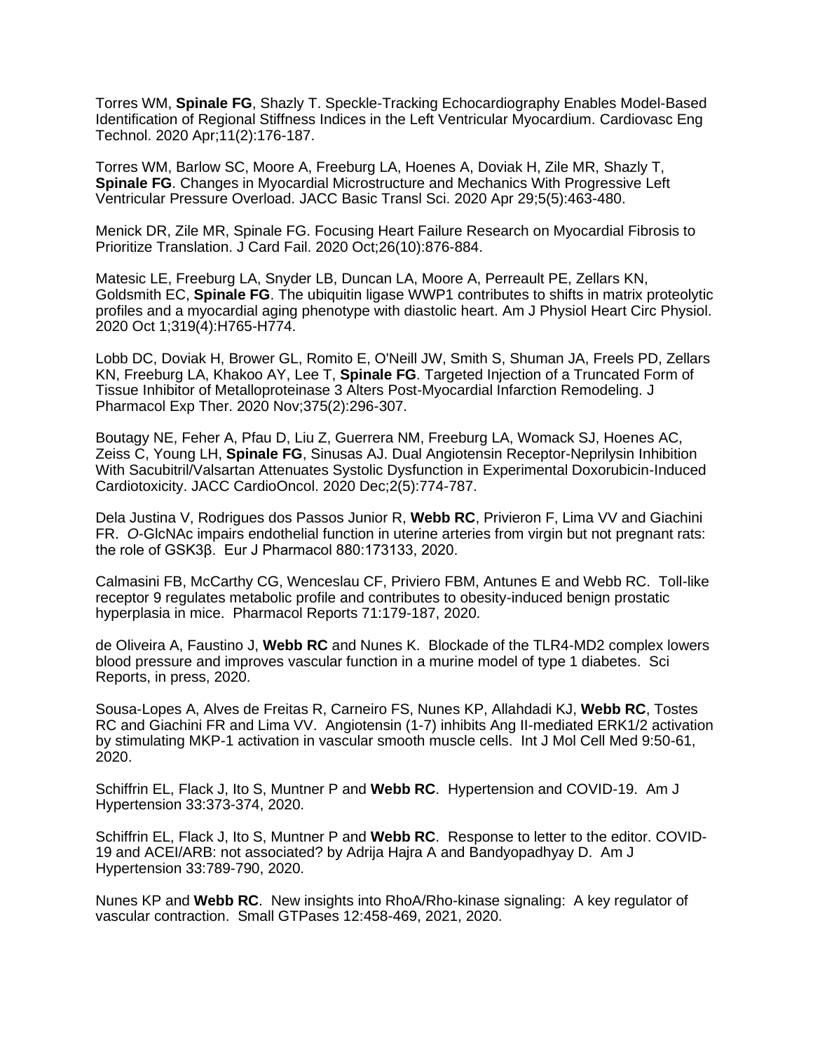Torres WM, **Spinale FG**, Shazly T. Speckle-Tracking Echocardiography Enables Model-Based Identification of Regional Stiffness Indices in the Left Ventricular Myocardium. Cardiovasc Eng Technol. 2020 Apr;11(2):176-187.

Torres WM, Barlow SC, Moore A, Freeburg LA, Hoenes A, Doviak H, Zile MR, Shazly T, **Spinale FG**. Changes in Myocardial Microstructure and Mechanics With Progressive Left Ventricular Pressure Overload. JACC Basic Transl Sci. 2020 Apr 29;5(5):463-480.

Menick DR, Zile MR, Spinale FG. Focusing Heart Failure Research on Myocardial Fibrosis to Prioritize Translation. J Card Fail. 2020 Oct;26(10):876-884.

Matesic LE, Freeburg LA, Snyder LB, Duncan LA, Moore A, Perreault PE, Zellars KN, Goldsmith EC, **Spinale FG**. The ubiquitin ligase WWP1 contributes to shifts in matrix proteolytic profiles and a myocardial aging phenotype with diastolic heart. Am J Physiol Heart Circ Physiol. 2020 Oct 1;319(4):H765-H774.

Lobb DC, Doviak H, Brower GL, Romito E, O'Neill JW, Smith S, Shuman JA, Freels PD, Zellars KN, Freeburg LA, Khakoo AY, Lee T, **Spinale FG**. Targeted Injection of a Truncated Form of Tissue Inhibitor of Metalloproteinase 3 Alters Post-Myocardial Infarction Remodeling. J Pharmacol Exp Ther. 2020 Nov;375(2):296-307.

Boutagy NE, Feher A, Pfau D, Liu Z, Guerrera NM, Freeburg LA, Womack SJ, Hoenes AC, Zeiss C, Young LH, **Spinale FG**, Sinusas AJ. Dual Angiotensin Receptor-Neprilysin Inhibition With Sacubitril/Valsartan Attenuates Systolic Dysfunction in Experimental Doxorubicin-Induced Cardiotoxicity. JACC CardioOncol. 2020 Dec;2(5):774-787.

Dela Justina V, Rodrigues dos Passos Junior R, **Webb RC**, Privieron F, Lima VV and Giachini FR. *O*-GlcNAc impairs endothelial function in uterine arteries from virgin but not pregnant rats: the role of GSK3β. Eur J Pharmacol 880:173133, 2020.

Calmasini FB, McCarthy CG, Wenceslau CF, Priviero FBM, Antunes E and Webb RC. Toll-like receptor 9 regulates metabolic profile and contributes to obesity-induced benign prostatic hyperplasia in mice. Pharmacol Reports 71:179-187, 2020.

de Oliveira A, Faustino J, **Webb RC** and Nunes K. Blockade of the TLR4-MD2 complex lowers blood pressure and improves vascular function in a murine model of type 1 diabetes. Sci Reports, in press, 2020.

Sousa-Lopes A, Alves de Freitas R, Carneiro FS, Nunes KP, Allahdadi KJ, **Webb RC**, Tostes RC and Giachini FR and Lima VV. Angiotensin (1-7) inhibits Ang II-mediated ERK1/2 activation by stimulating MKP-1 activation in vascular smooth muscle cells. Int J Mol Cell Med 9:50-61, 2020.

Schiffrin EL, Flack J, Ito S, Muntner P and **Webb RC**. Hypertension and COVID-19. Am J Hypertension 33:373-374, 2020.

Schiffrin EL, Flack J, Ito S, Muntner P and **Webb RC**. Response to letter to the editor. COVID-19 and ACEI/ARB: not associated? by Adrija Hajra A and Bandyopadhyay D. Am J Hypertension 33:789-790, 2020.

Nunes KP and **Webb RC**. New insights into RhoA/Rho-kinase signaling: A key regulator of vascular contraction. Small GTPases 12:458-469, 2021, 2020.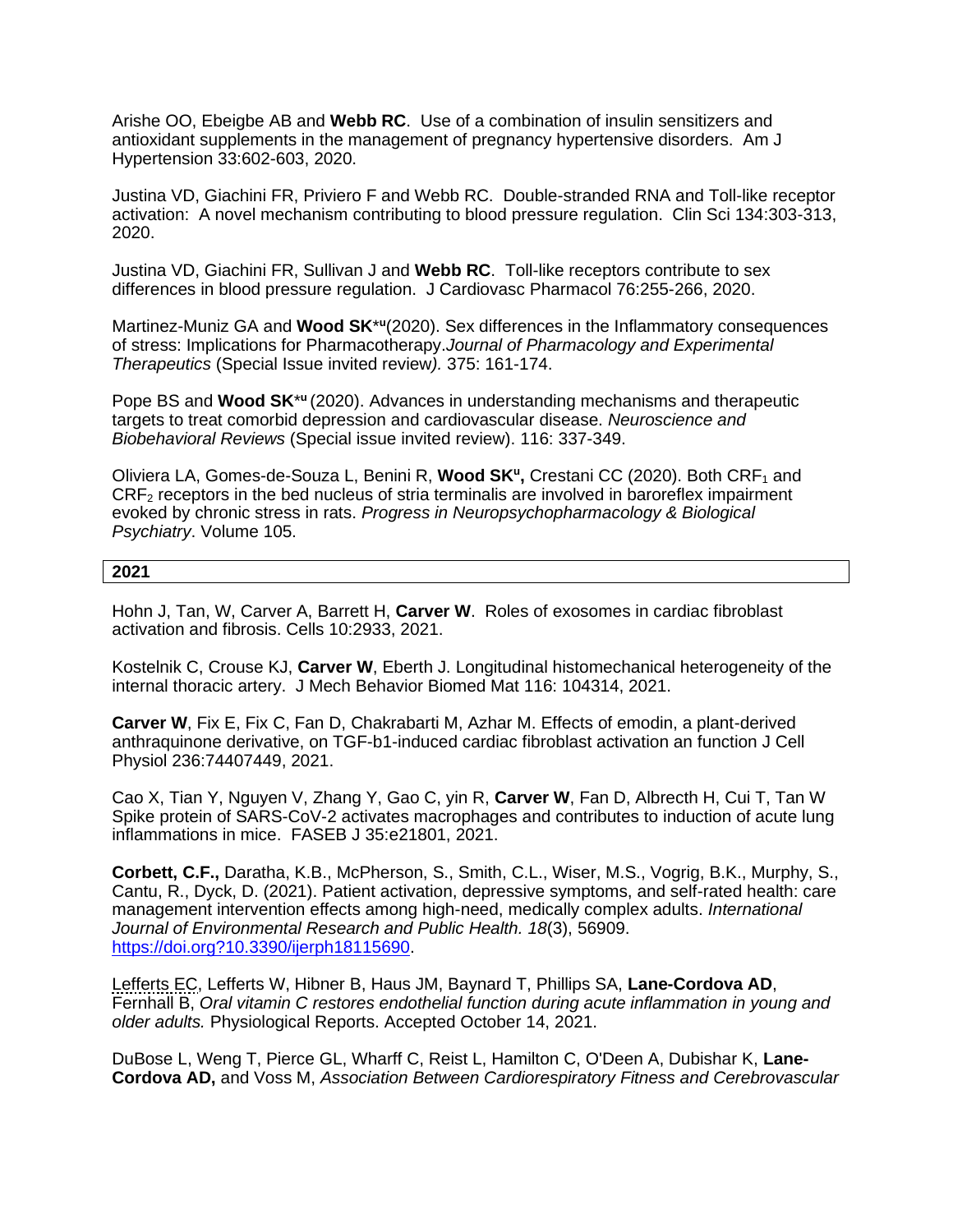Arishe OO, Ebeigbe AB and **Webb RC**. Use of a combination of insulin sensitizers and antioxidant supplements in the management of pregnancy hypertensive disorders. Am J Hypertension 33:602-603, 2020.

Justina VD, Giachini FR, Priviero F and Webb RC. Double-stranded RNA and Toll-like receptor activation: A novel mechanism contributing to blood pressure regulation. Clin Sci 134:303-313, 2020.

Justina VD, Giachini FR, Sullivan J and **Webb RC**. Toll-like receptors contribute to sex differences in blood pressure regulation. J Cardiovasc Pharmacol 76:255-266, 2020.

Martinez-Muniz GA and **Wood SK***[u](2020). Sex differences in the Inflammatory consequences of stress: Implications for Pharmacotherapy.*Journal of Pharmacology and Experimental Therapeutics* (Special Issue invited review*).* 375: 161-174.

Pope BS and **Wood SK***[u] (2020). Advances in understanding mechanisms and therapeutic targets to treat comorbid depression and cardiovascular disease. *Neuroscience and Biobehavioral Reviews* (Special issue invited review). 116: 337-349.

Oliviera LA, Gomes-de-Souza L, Benini R, **Wood SK[u],** Crestani CC (2020). Both $CRF_1$ and $CRF_2$ receptors in the bed nucleus of stria terminalis are involved in baroreflex impairment evoked by chronic stress in rats. *Progress in Neuropsychopharmacology & Biological Psychiatry*. Volume 105.

## 2021

Hohn J, Tan, W, Carver A, Barrett H, **Carver W**. Roles of exosomes in cardiac fibroblast activation and fibrosis. Cells 10:2933, 2021.

Kostelnik C, Crouse KJ, **Carver W**, Eberth J. Longitudinal histomechanical heterogeneity of the internal thoracic artery. J Mech Behavior Biomed Mat 116: 104314, 2021.

**Carver W**, Fix E, Fix C, Fan D, Chakrabarti M, Azhar M. Effects of emodin, a plant-derived anthraquinone derivative, on TGF-b1-induced cardiac fibroblast activation an function J Cell Physiol 236:74407449, 2021.

Cao X, Tian Y, Nguyen V, Zhang Y, Gao C, yin R, **Carver W**, Fan D, Albrecth H, Cui T, Tan W Spike protein of SARS-CoV-2 activates macrophages and contributes to induction of acute lung inflammations in mice. FASEB J 35:e21801, 2021.

**Corbett, C.F.,** Daratha, K.B., McPherson, S., Smith, C.L., Wiser, M.S., Vogrig, B.K., Murphy, S., Cantu, R., Dyck, D. (2021). Patient activation, depressive symptoms, and self-rated health: care management intervention effects among high-need, medically complex adults. *International Journal of Environmental Research and Public Health. 18*(3), 56909. https://doi.org?10.3390/ijerph18115690.

Lefferts EC, Lefferts W, Hibner B, Haus JM, Baynard T, Phillips SA, **Lane-Cordova AD**, Fernhall B, *Oral vitamin C restores endothelial function during acute inflammation in young and older adults.* Physiological Reports. Accepted October 14, 2021.

DuBose L, Weng T, Pierce GL, Wharff C, Reist L, Hamilton C, O'Deen A, Dubishar K, **Lane-Cordova AD,** and Voss M, *Association Between Cardiorespiratory Fitness and Cerebrovascular*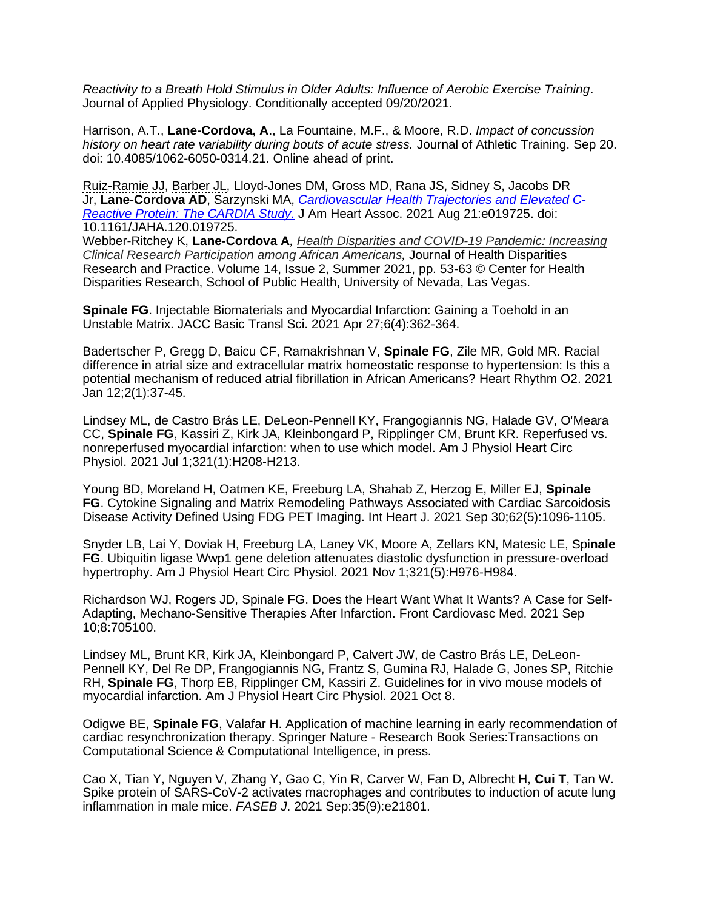*Reactivity to a Breath Hold Stimulus in Older Adults: Influence of Aerobic Exercise Training*. Journal of Applied Physiology. Conditionally accepted 09/20/2021.

Harrison, A.T., **Lane-Cordova, A**., La Fountaine, M.F., & Moore, R.D. *Impact of concussion history on heart rate variability during bouts of acute stress.* Journal of Athletic Training. Sep 20. doi: 10.4085/1062-6050-0314.21. Online ahead of print.

Ruiz-Ramie JJ, Barber JL, Lloyd-Jones DM, Gross MD, Rana JS, Sidney S, Jacobs DR Jr, **Lane-Cordova AD**, Sarzynski MA, *Cardiovascular Health Trajectories and Elevated C-Reactive Protein: The CARDIA Study.* J Am Heart Assoc. 2021 Aug 21:e019725. doi: 10.1161/JAHA.120.019725.

Webber-Ritchey K, **Lane-Cordova A***, Health Disparities and COVID-19 Pandemic: Increasing Clinical Research Participation among African Americans,* Journal of Health Disparities Research and Practice. Volume 14, Issue 2, Summer 2021, pp. 53-63 © Center for Health Disparities Research, School of Public Health, University of Nevada, Las Vegas.

**Spinale FG**. Injectable Biomaterials and Myocardial Infarction: Gaining a Toehold in an Unstable Matrix. JACC Basic Transl Sci. 2021 Apr 27;6(4):362-364.

Badertscher P, Gregg D, Baicu CF, Ramakrishnan V, **Spinale FG**, Zile MR, Gold MR. Racial difference in atrial size and extracellular matrix homeostatic response to hypertension: Is this a potential mechanism of reduced atrial fibrillation in African Americans? Heart Rhythm O2. 2021 Jan 12;2(1):37-45.

Lindsey ML, de Castro Brás LE, DeLeon-Pennell KY, Frangogiannis NG, Halade GV, O'Meara CC, **Spinale FG**, Kassiri Z, Kirk JA, Kleinbongard P, Ripplinger CM, Brunt KR. Reperfused vs. nonreperfused myocardial infarction: when to use which model. Am J Physiol Heart Circ Physiol. 2021 Jul 1;321(1):H208-H213.

Young BD, Moreland H, Oatmen KE, Freeburg LA, Shahab Z, Herzog E, Miller EJ, **Spinale FG**. Cytokine Signaling and Matrix Remodeling Pathways Associated with Cardiac Sarcoidosis Disease Activity Defined Using FDG PET Imaging. Int Heart J. 2021 Sep 30;62(5):1096-1105.

Snyder LB, Lai Y, Doviak H, Freeburg LA, Laney VK, Moore A, Zellars KN, Matesic LE, Spi**nale FG**. Ubiquitin ligase Wwp1 gene deletion attenuates diastolic dysfunction in pressure-overload hypertrophy. Am J Physiol Heart Circ Physiol. 2021 Nov 1;321(5):H976-H984.

Richardson WJ, Rogers JD, Spinale FG. Does the Heart Want What It Wants? A Case for Self-Adapting, Mechano-Sensitive Therapies After Infarction. Front Cardiovasc Med. 2021 Sep 10;8:705100.

Lindsey ML, Brunt KR, Kirk JA, Kleinbongard P, Calvert JW, de Castro Brás LE, DeLeon-Pennell KY, Del Re DP, Frangogiannis NG, Frantz S, Gumina RJ, Halade G, Jones SP, Ritchie RH, **Spinale FG**, Thorp EB, Ripplinger CM, Kassiri Z. Guidelines for in vivo mouse models of myocardial infarction. Am J Physiol Heart Circ Physiol. 2021 Oct 8.

Odigwe BE, **Spinale FG**, Valafar H. Application of machine learning in early recommendation of cardiac resynchronization therapy. Springer Nature - Research Book Series:Transactions on Computational Science & Computational Intelligence, in press.

Cao X, Tian Y, Nguyen V, Zhang Y, Gao C, Yin R, Carver W, Fan D, Albrecht H, **Cui T**, Tan W. Spike protein of SARS-CoV-2 activates macrophages and contributes to induction of acute lung inflammation in male mice. *FASEB J.* 2021 Sep:35(9):e21801.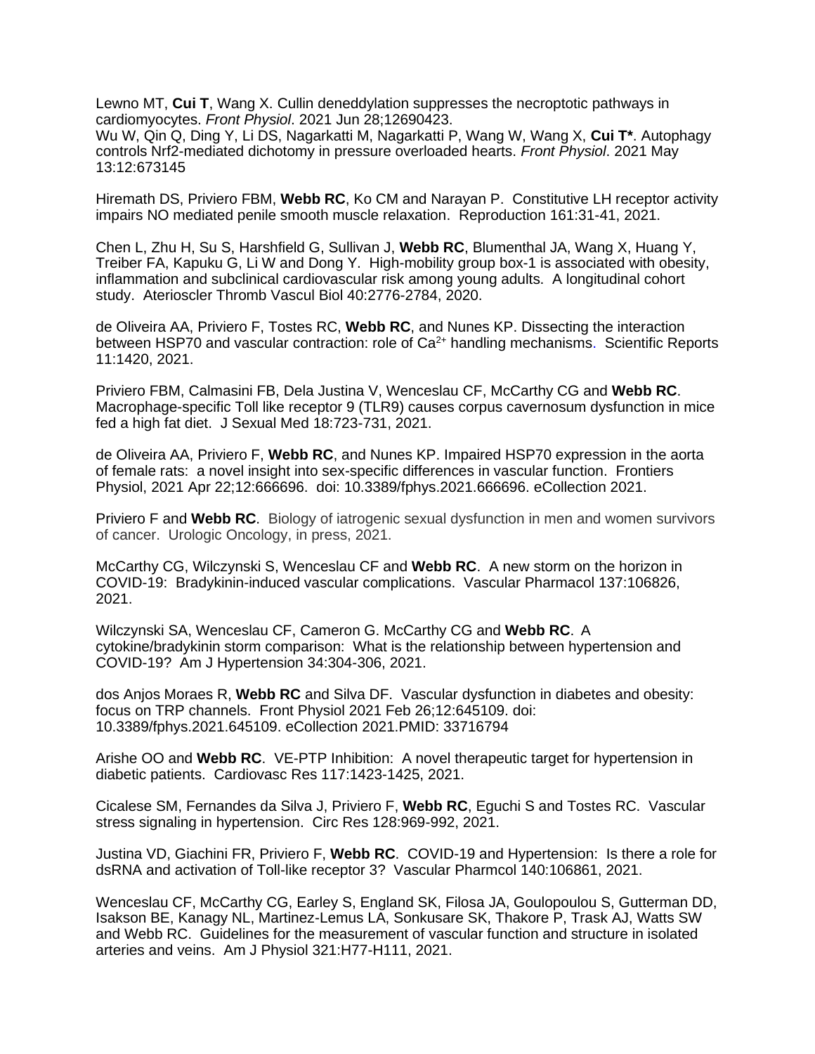Lewno MT, **Cui T**, Wang X. Cullin deneddylation suppresses the necroptotic pathways in cardiomyocytes. *Front Physiol*. 2021 Jun 28;12690423.
Wu W, Qin Q, Ding Y, Li DS, Nagarkatti M, Nagarkatti P, Wang W, Wang X, **Cui T***. Autophagy controls Nrf2-mediated dichotomy in pressure overloaded hearts. *Front Physiol*. 2021 May 13:12:673145

Hiremath DS, Priviero FBM, **Webb RC**, Ko CM and Narayan P. Constitutive LH receptor activity impairs NO mediated penile smooth muscle relaxation. Reproduction 161:31-41, 2021.

Chen L, Zhu H, Su S, Harshfield G, Sullivan J, **Webb RC**, Blumenthal JA, Wang X, Huang Y, Treiber FA, Kapuku G, Li W and Dong Y. High-mobility group box-1 is associated with obesity, inflammation and subclinical cardiovascular risk among young adults. A longitudinal cohort study. Aterioscler Thromb Vascul Biol 40:2776-2784, 2020.

de Oliveira AA, Priviero F, Tostes RC, **Webb RC**, and Nunes KP. Dissecting the interaction between HSP70 and vascular contraction: role of $Ca^{2+}$ handling mechanisms. Scientific Reports 11:1420, 2021.

Priviero FBM, Calmasini FB, Dela Justina V, Wenceslau CF, McCarthy CG and **Webb RC**. Macrophage-specific Toll like receptor 9 (TLR9) causes corpus cavernosum dysfunction in mice fed a high fat diet. J Sexual Med 18:723-731, 2021.

de Oliveira AA, Priviero F, **Webb RC**, and Nunes KP. Impaired HSP70 expression in the aorta of female rats: a novel insight into sex-specific differences in vascular function. Frontiers Physiol, 2021 Apr 22;12:666696. doi: 10.3389/fphys.2021.666696. eCollection 2021.

Priviero F and **Webb RC**. Biology of iatrogenic sexual dysfunction in men and women survivors of cancer. Urologic Oncology, in press, 2021.

McCarthy CG, Wilczynski S, Wenceslau CF and **Webb RC**. A new storm on the horizon in COVID-19: Bradykinin-induced vascular complications. Vascular Pharmacol 137:106826, 2021.

Wilczynski SA, Wenceslau CF, Cameron G. McCarthy CG and **Webb RC**. A cytokine/bradykinin storm comparison: What is the relationship between hypertension and COVID-19? Am J Hypertension 34:304-306, 2021.

dos Anjos Moraes R, **Webb RC** and Silva DF. Vascular dysfunction in diabetes and obesity: focus on TRP channels. Front Physiol 2021 Feb 26;12:645109. doi: 10.3389/fphys.2021.645109. eCollection 2021.PMID: 33716794

Arishe OO and **Webb RC**. VE-PTP Inhibition: A novel therapeutic target for hypertension in diabetic patients. Cardiovasc Res 117:1423-1425, 2021.

Cicalese SM, Fernandes da Silva J, Priviero F, **Webb RC**, Eguchi S and Tostes RC. Vascular stress signaling in hypertension. Circ Res 128:969-992, 2021.

Justina VD, Giachini FR, Priviero F, **Webb RC**. COVID-19 and Hypertension: Is there a role for dsRNA and activation of Toll-like receptor 3? Vascular Pharmcol 140:106861, 2021.

Wenceslau CF, McCarthy CG, Earley S, England SK, Filosa JA, Goulopoulou S, Gutterman DD, Isakson BE, Kanagy NL, Martinez-Lemus LA, Sonkusare SK, Thakore P, Trask AJ, Watts SW and Webb RC. Guidelines for the measurement of vascular function and structure in isolated arteries and veins. Am J Physiol 321:H77-H111, 2021.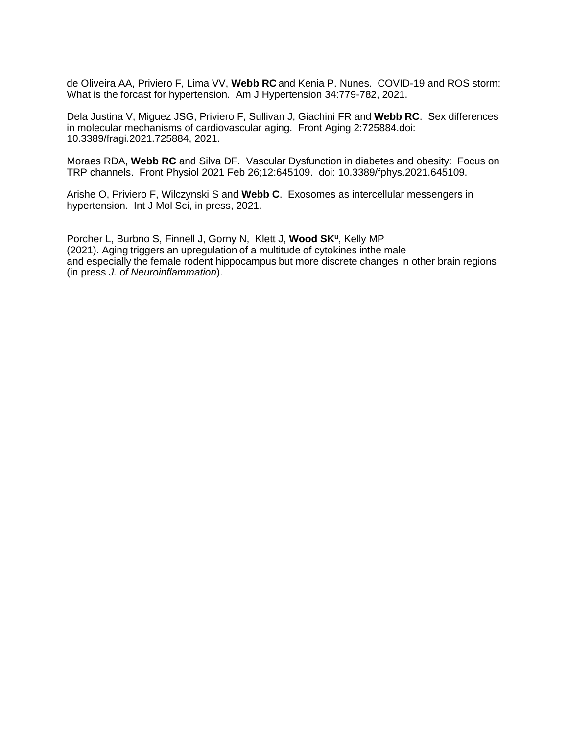de Oliveira AA, Priviero F, Lima VV, **Webb RC** and Kenia P. Nunes. COVID-19 and ROS storm: What is the forcast for hypertension. Am J Hypertension 34:779-782, 2021.

Dela Justina V, Miguez JSG, Priviero F, Sullivan J, Giachini FR and **Webb RC**. Sex differences in molecular mechanisms of cardiovascular aging. Front Aging 2:725884.doi: 10.3389/fragi.2021.725884, 2021.

Moraes RDA, **Webb RC** and Silva DF. Vascular Dysfunction in diabetes and obesity: Focus on TRP channels. Front Physiol 2021 Feb 26;12:645109. doi: 10.3389/fphys.2021.645109.

Arishe O, Priviero F, Wilczynski S and **Webb C**. Exosomes as intercellular messengers in hypertension. Int J Mol Sci, in press, 2021.

Porcher L, Burbno S, Finnell J, Gorny N, Klett J, **Wood SK**[u], Kelly MP (2021). Aging triggers an upregulation of a multitude of cytokines inthe male and especially the female rodent hippocampus but more discrete changes in other brain regions (in press *J. of Neuroinflammation*).